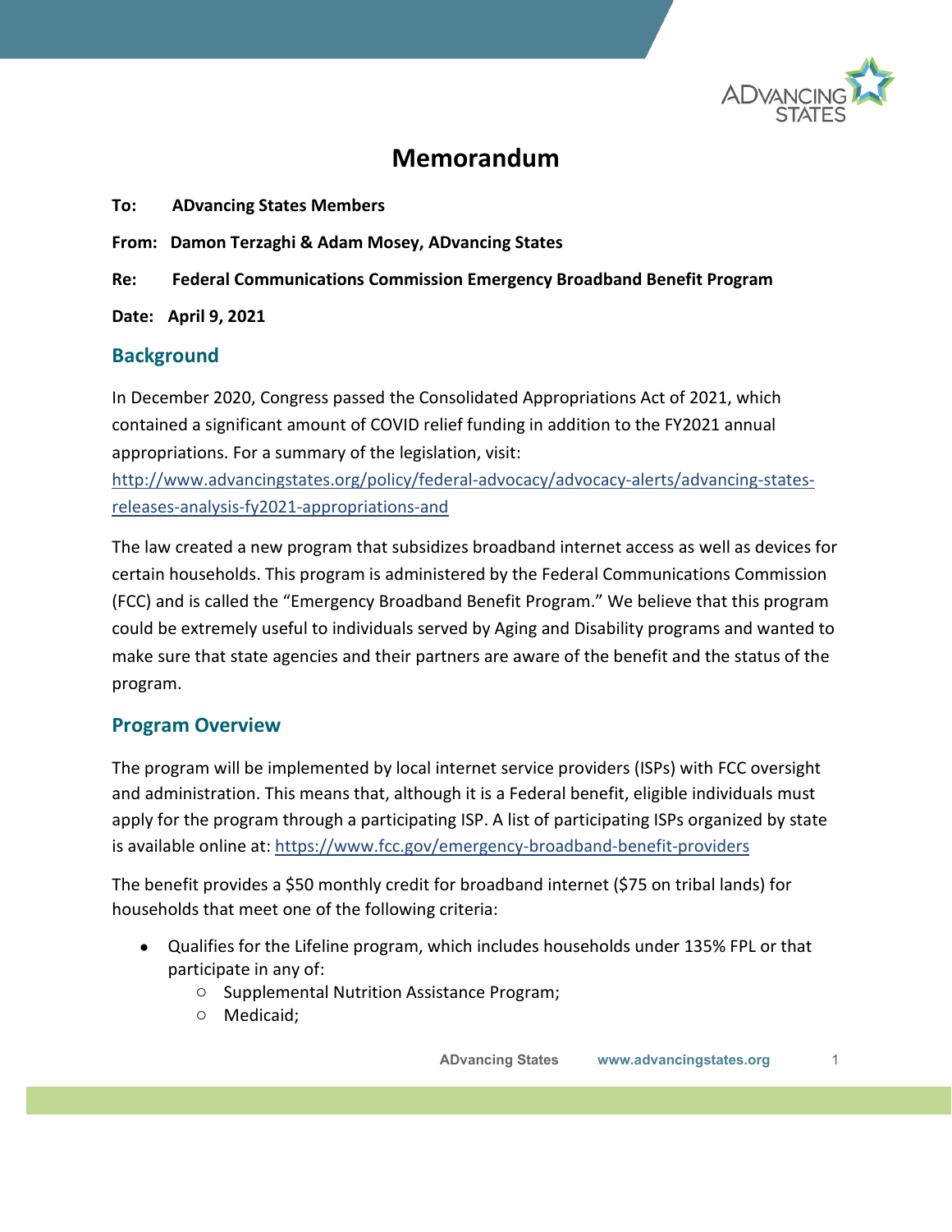# Memorandum

**To:** ADvancing States Members

**From:** Damon Terzaghi & Adam Mosey, ADvancing States

**Re:** Federal Communications Commission Emergency Broadband Benefit Program

**Date:** April 9, 2021

## Background

In December 2020, Congress passed the Consolidated Appropriations Act of 2021, which contained a significant amount of COVID relief funding in addition to the FY2021 annual appropriations. For a summary of the legislation, visit: http://www.advancingstates.org/policy/federal-advocacy/advocacy-alerts/advancing-states-releases-analysis-fy2021-appropriations-and

The law created a new program that subsidizes broadband internet access as well as devices for certain households. This program is administered by the Federal Communications Commission (FCC) and is called the "Emergency Broadband Benefit Program." We believe that this program could be extremely useful to individuals served by Aging and Disability programs and wanted to make sure that state agencies and their partners are aware of the benefit and the status of the program.

## Program Overview

The program will be implemented by local internet service providers (ISPs) with FCC oversight and administration. This means that, although it is a Federal benefit, eligible individuals must apply for the program through a participating ISP. A list of participating ISPs organized by state is available online at: https://www.fcc.gov/emergency-broadband-benefit-providers

The benefit provides a $50 monthly credit for broadband internet ($75 on tribal lands) for households that meet one of the following criteria:

- Qualifies for the Lifeline program, which includes households under 135% FPL or that participate in any of:
  - Supplemental Nutrition Assistance Program;
  - Medicaid;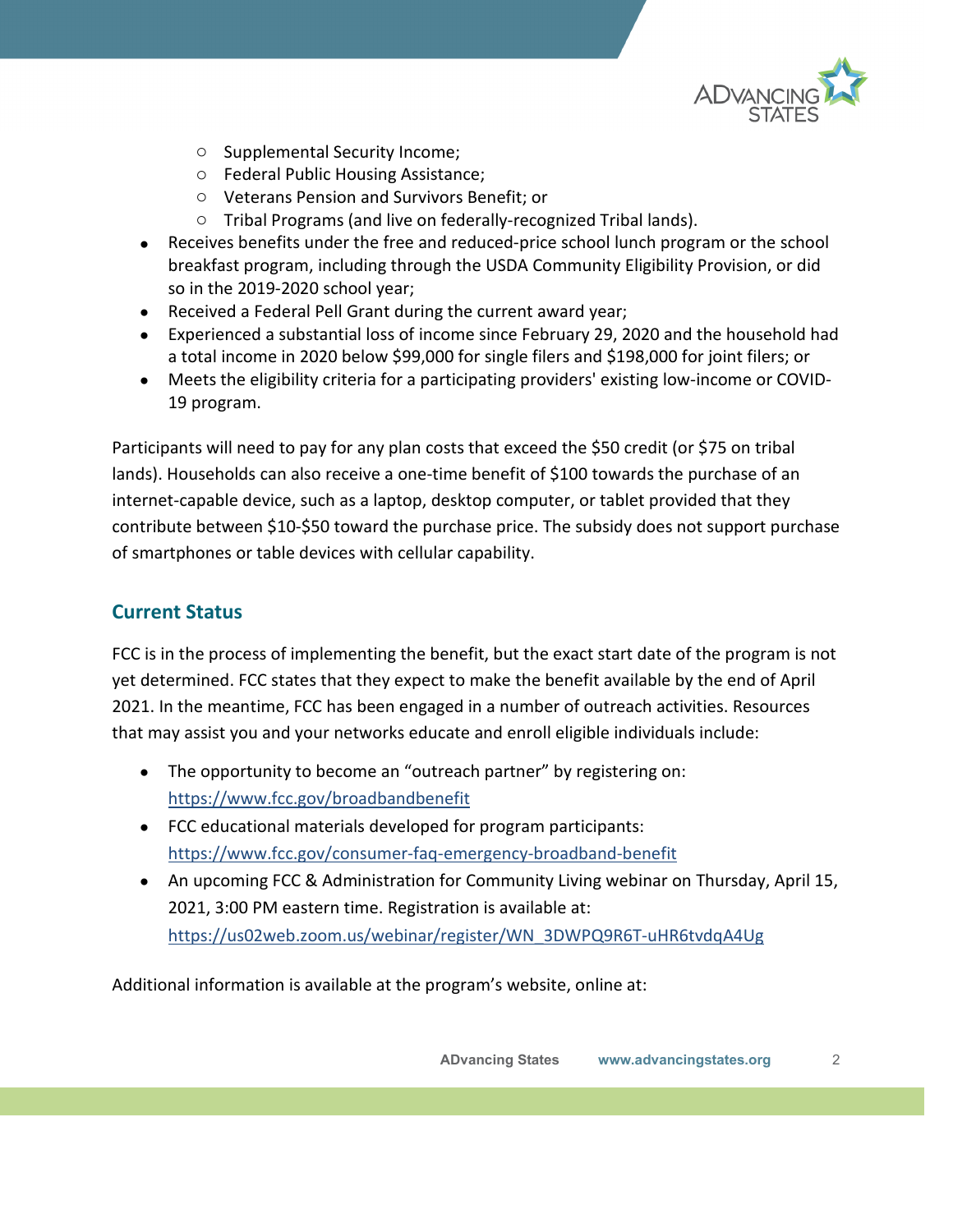- Supplemental Security Income;
  - Federal Public Housing Assistance;
  - Veterans Pension and Survivors Benefit; or
  - Tribal Programs (and live on federally-recognized Tribal lands).
- Receives benefits under the free and reduced-price school lunch program or the school breakfast program, including through the USDA Community Eligibility Provision, or did so in the 2019-2020 school year;
- Received a Federal Pell Grant during the current award year;
- Experienced a substantial loss of income since February 29, 2020 and the household had a total income in 2020 below $99,000 for single filers and $198,000 for joint filers; or
- Meets the eligibility criteria for a participating providers' existing low-income or COVID-19 program.

Participants will need to pay for any plan costs that exceed the $50 credit (or $75 on tribal lands). Households can also receive a one-time benefit of $100 towards the purchase of an internet-capable device, such as a laptop, desktop computer, or tablet provided that they contribute between $10-$50 toward the purchase price. The subsidy does not support purchase of smartphones or table devices with cellular capability.

## Current Status

FCC is in the process of implementing the benefit, but the exact start date of the program is not yet determined. FCC states that they expect to make the benefit available by the end of April 2021. In the meantime, FCC has been engaged in a number of outreach activities. Resources that may assist you and your networks educate and enroll eligible individuals include:

- The opportunity to become an "outreach partner" by registering on: https://www.fcc.gov/broadbandbenefit
- FCC educational materials developed for program participants: https://www.fcc.gov/consumer-faq-emergency-broadband-benefit
- An upcoming FCC & Administration for Community Living webinar on Thursday, April 15, 2021, 3:00 PM eastern time. Registration is available at: https://us02web.zoom.us/webinar/register/WN_3DWPQ9R6T-uHR6tvdqA4Ug

Additional information is available at the program's website, online at: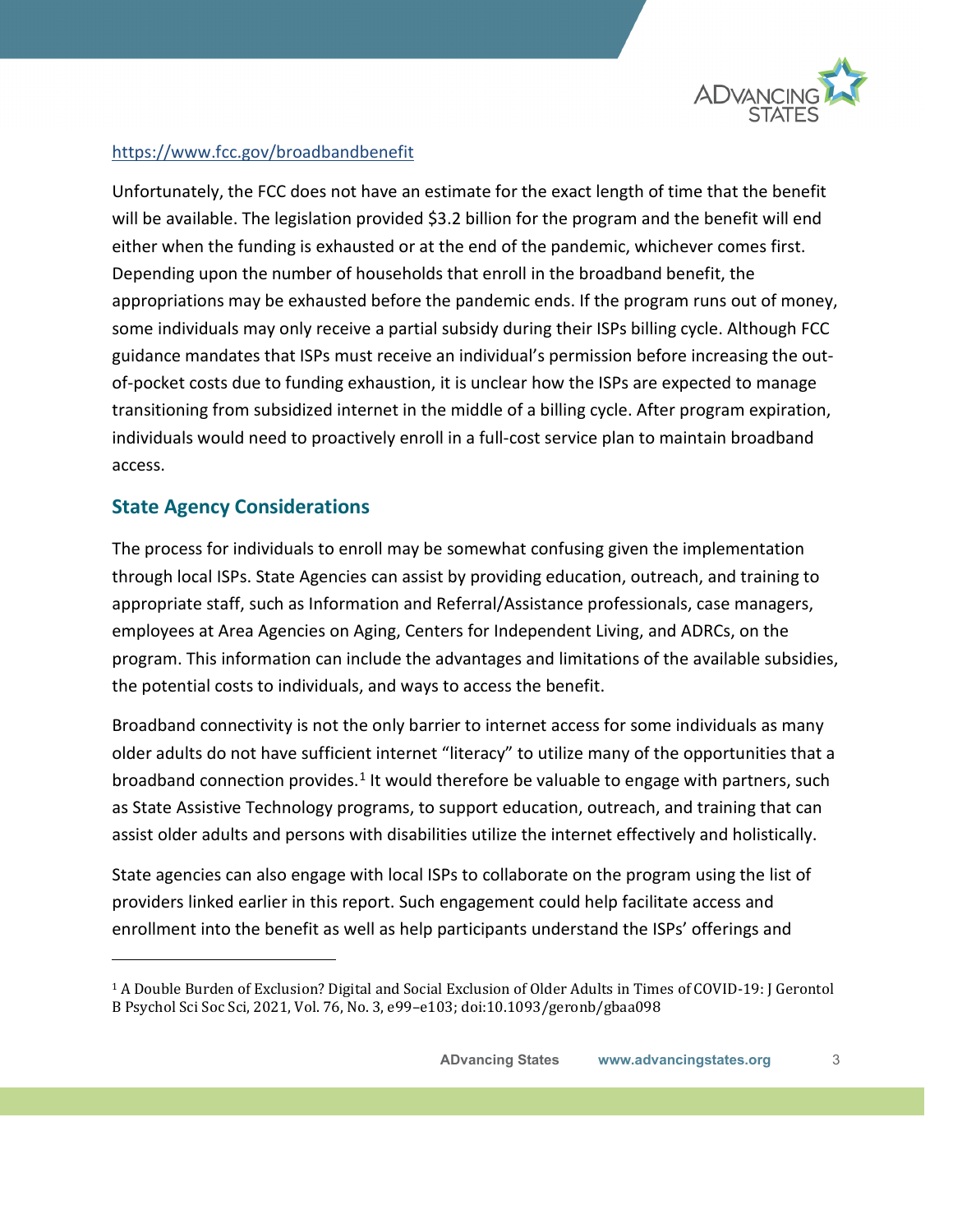https://www.fcc.gov/broadbandbenefit

Unfortunately, the FCC does not have an estimate for the exact length of time that the benefit will be available. The legislation provided $3.2 billion for the program and the benefit will end either when the funding is exhausted or at the end of the pandemic, whichever comes first. Depending upon the number of households that enroll in the broadband benefit, the appropriations may be exhausted before the pandemic ends. If the program runs out of money, some individuals may only receive a partial subsidy during their ISPs billing cycle. Although FCC guidance mandates that ISPs must receive an individual's permission before increasing the out-of-pocket costs due to funding exhaustion, it is unclear how the ISPs are expected to manage transitioning from subsidized internet in the middle of a billing cycle. After program expiration, individuals would need to proactively enroll in a full-cost service plan to maintain broadband access.

## State Agency Considerations

The process for individuals to enroll may be somewhat confusing given the implementation through local ISPs. State Agencies can assist by providing education, outreach, and training to appropriate staff, such as Information and Referral/Assistance professionals, case managers, employees at Area Agencies on Aging, Centers for Independent Living, and ADRCs, on the program. This information can include the advantages and limitations of the available subsidies, the potential costs to individuals, and ways to access the benefit.

Broadband connectivity is not the only barrier to internet access for some individuals as many older adults do not have sufficient internet "literacy" to utilize many of the opportunities that a broadband connection provides.[1] It would therefore be valuable to engage with partners, such as State Assistive Technology programs, to support education, outreach, and training that can assist older adults and persons with disabilities utilize the internet effectively and holistically.

State agencies can also engage with local ISPs to collaborate on the program using the list of providers linked earlier in this report. Such engagement could help facilitate access and enrollment into the benefit as well as help participants understand the ISPs' offerings and

[1] A Double Burden of Exclusion? Digital and Social Exclusion of Older Adults in Times of COVID-19: J Gerontol B Psychol Sci Soc Sci, 2021, Vol. 76, No. 3, e99–e103; doi:10.1093/geronb/gbaa098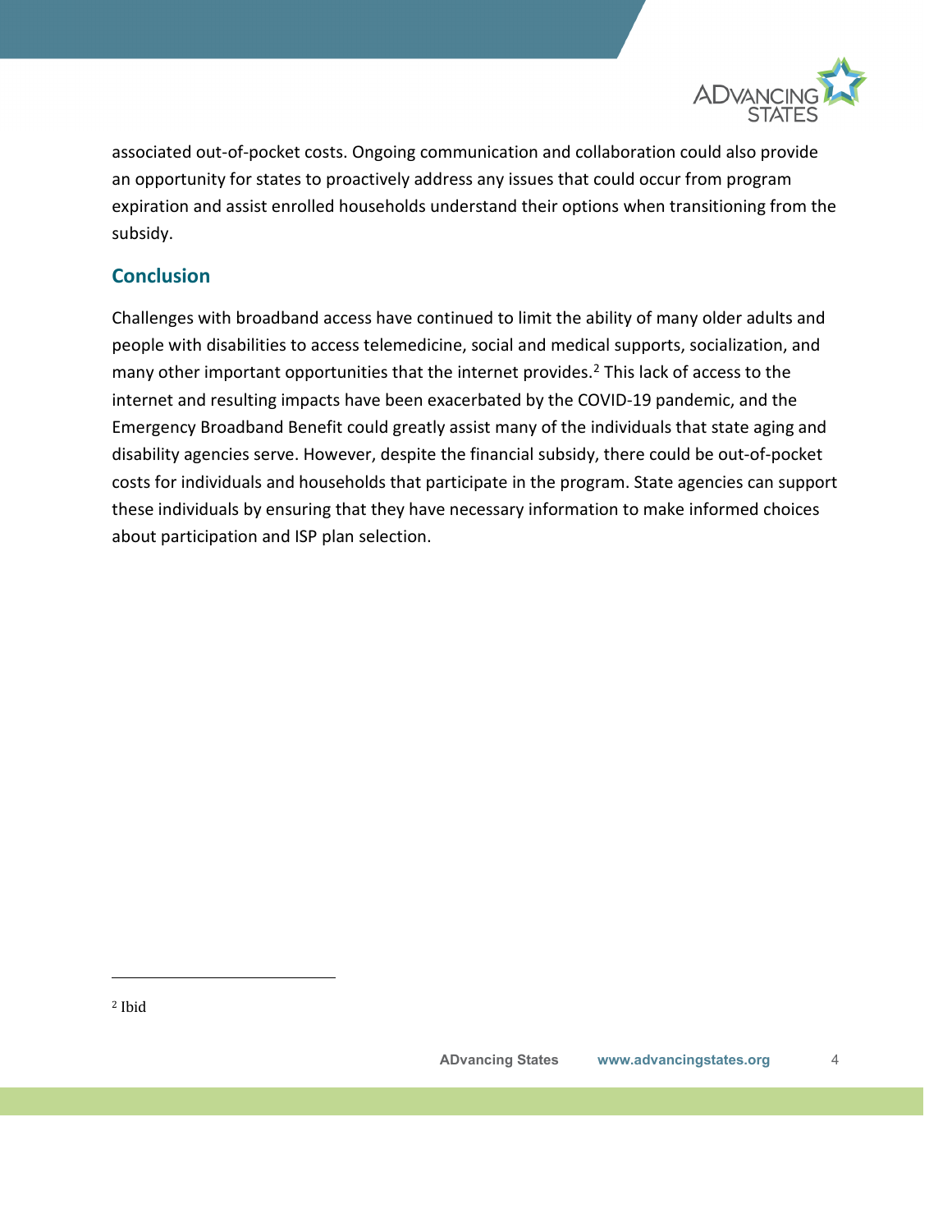associated out-of-pocket costs. Ongoing communication and collaboration could also provide an opportunity for states to proactively address any issues that could occur from program expiration and assist enrolled households understand their options when transitioning from the subsidy.

## Conclusion

Challenges with broadband access have continued to limit the ability of many older adults and people with disabilities to access telemedicine, social and medical supports, socialization, and many other important opportunities that the internet provides.[2] This lack of access to the internet and resulting impacts have been exacerbated by the COVID-19 pandemic, and the Emergency Broadband Benefit could greatly assist many of the individuals that state aging and disability agencies serve. However, despite the financial subsidy, there could be out-of-pocket costs for individuals and households that participate in the program. State agencies can support these individuals by ensuring that they have necessary information to make informed choices about participation and ISP plan selection.

---

[2] Ibid